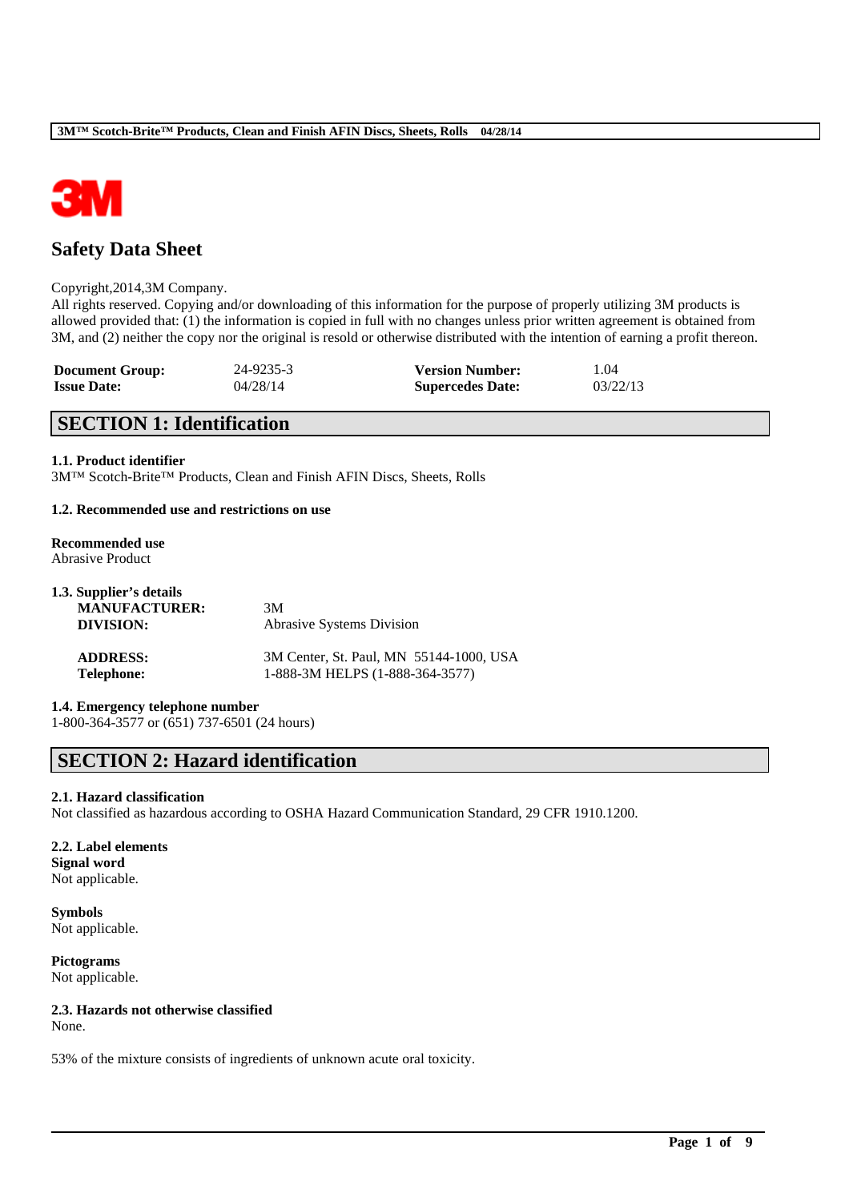# Safety Data Sheet

Copyright,2014,3M Company.
All rights reserved. Copying and/or downloading of this information for the purpose of properly utilizing 3M products is allowed provided that: (1) the information is copied in full with no changes unless prior written agreement is obtained from 3M, and (2) neither the copy nor the original is resold or otherwise distributed with the intention of earning a profit thereon.

| | | | |
|---|---|---|---|
| **Document Group:** | 24-9235-3 | **Version Number:** | 1.04 |
| **Issue Date:** | 04/28/14 | **Supercedes Date:** | 03/22/13 |

## SECTION 1: Identification

**1.1. Product identifier**
3M™ Scotch-Brite™ Products, Clean and Finish AFIN Discs, Sheets, Rolls

**1.2. Recommended use and restrictions on use**

**Recommended use**
Abrasive Product

**1.3. Supplier's details**

| | |
|---|---|
| **MANUFACTURER:** | 3M |
| **DIVISION:** | Abrasive Systems Division |
| **ADDRESS:** | 3M Center, St. Paul, MN 55144-1000, USA |
| **Telephone:** | 1-888-3M HELPS (1-888-364-3577) |

**1.4. Emergency telephone number**
1-800-364-3577 or (651) 737-6501 (24 hours)

## SECTION 2: Hazard identification

**2.1. Hazard classification**
Not classified as hazardous according to OSHA Hazard Communication Standard, 29 CFR 1910.1200.

**2.2. Label elements**
**Signal word**
Not applicable.

**Symbols**
Not applicable.

**Pictograms**
Not applicable.

**2.3. Hazards not otherwise classified**
None.

53% of the mixture consists of ingredients of unknown acute oral toxicity.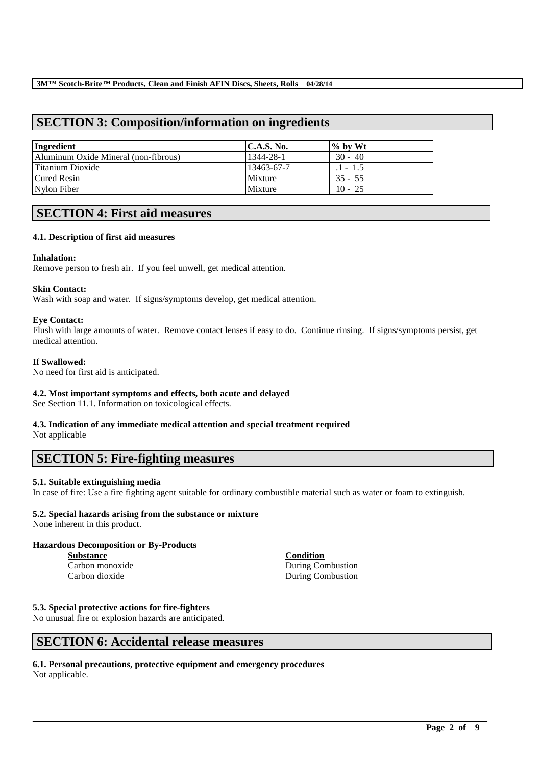## SECTION 3: Composition/information on ingredients

| Ingredient | C.A.S. No. | % by Wt |
|---|---|---|
| Aluminum Oxide Mineral (non-fibrous) | 1344-28-1 | 30 - 40 |
| Titanium Dioxide | 13463-67-7 | .1 - 1.5 |
| Cured Resin | Mixture | 35 - 55 |
| Nylon Fiber | Mixture | 10 - 25 |

## SECTION 4: First aid measures

### 4.1. Description of first aid measures

**Inhalation:**
Remove person to fresh air. If you feel unwell, get medical attention.

**Skin Contact:**
Wash with soap and water. If signs/symptoms develop, get medical attention.

**Eye Contact:**
Flush with large amounts of water. Remove contact lenses if easy to do. Continue rinsing. If signs/symptoms persist, get medical attention.

**If Swallowed:**
No need for first aid is anticipated.

### 4.2. Most important symptoms and effects, both acute and delayed

See Section 11.1. Information on toxicological effects.

### 4.3. Indication of any immediate medical attention and special treatment required

Not applicable

## SECTION 5: Fire-fighting measures

### 5.1. Suitable extinguishing media

In case of fire: Use a fire fighting agent suitable for ordinary combustible material such as water or foam to extinguish.

### 5.2. Special hazards arising from the substance or mixture

None inherent in this product.

**Hazardous Decomposition or By-Products**

| Substance | Condition |
|---|---|
| Carbon monoxide | During Combustion |
| Carbon dioxide | During Combustion |

### 5.3. Special protective actions for fire-fighters

No unusual fire or explosion hazards are anticipated.

## SECTION 6: Accidental release measures

### 6.1. Personal precautions, protective equipment and emergency procedures

Not applicable.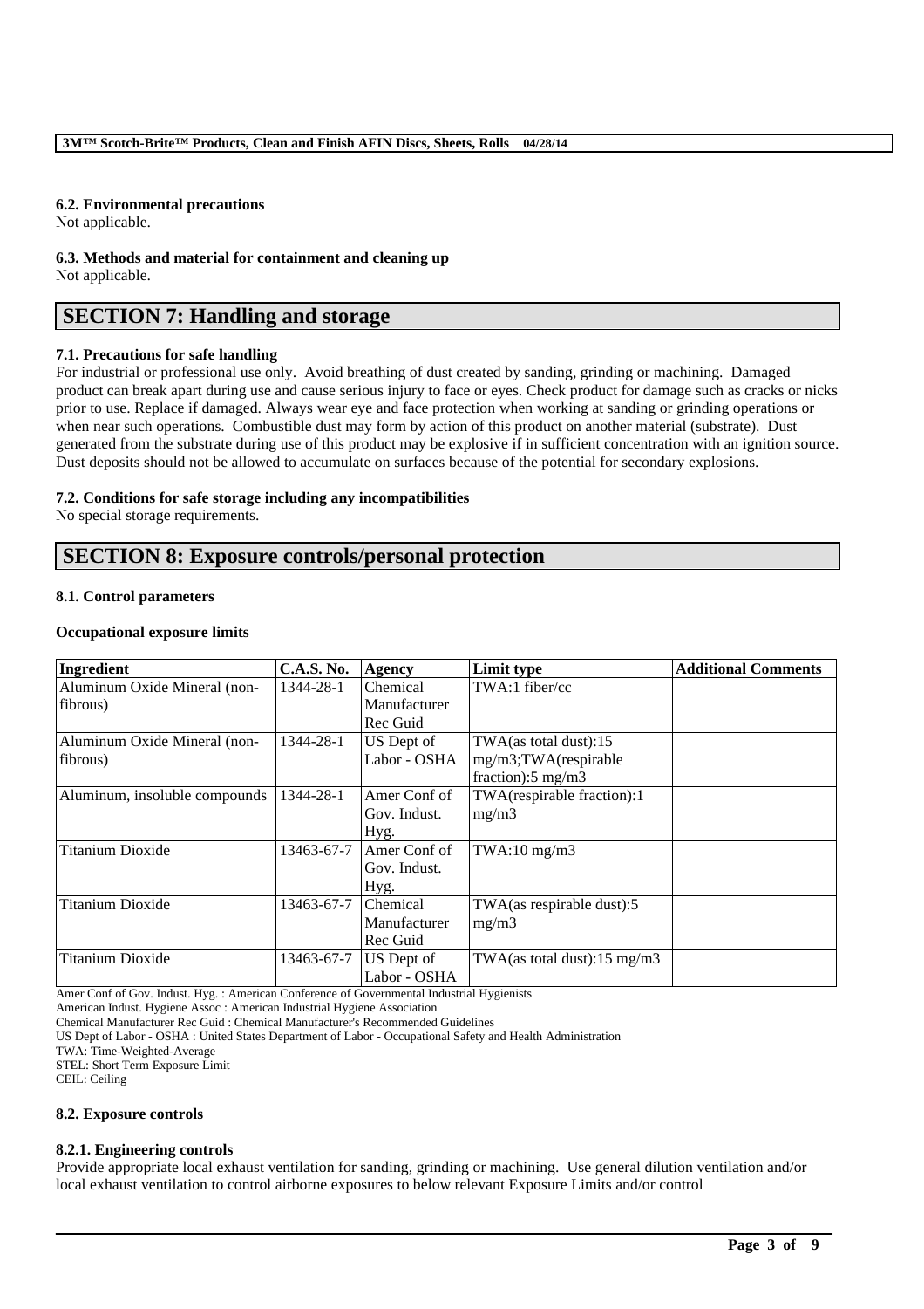#### 6.2. Environmental precautions

Not applicable.

#### 6.3. Methods and material for containment and cleaning up

Not applicable.

## SECTION 7: Handling and storage

#### 7.1. Precautions for safe handling

For industrial or professional use only. Avoid breathing of dust created by sanding, grinding or machining. Damaged product can break apart during use and cause serious injury to face or eyes. Check product for damage such as cracks or nicks prior to use. Replace if damaged. Always wear eye and face protection when working at sanding or grinding operations or when near such operations. Combustible dust may form by action of this product on another material (substrate). Dust generated from the substrate during use of this product may be explosive if in sufficient concentration with an ignition source. Dust deposits should not be allowed to accumulate on surfaces because of the potential for secondary explosions.

#### 7.2. Conditions for safe storage including any incompatibilities

No special storage requirements.

## SECTION 8: Exposure controls/personal protection

#### 8.1. Control parameters

**Occupational exposure limits**

| Ingredient | C.A.S. No. | Agency | Limit type | Additional Comments |
|---|---|---|---|---|
| Aluminum Oxide Mineral (non-fibrous) | 1344-28-1 | Chemical Manufacturer Rec Guid | TWA:1 fiber/cc | |
| Aluminum Oxide Mineral (non-fibrous) | 1344-28-1 | US Dept of Labor - OSHA | TWA(as total dust):15 mg/m3;TWA(respirable fraction):5 mg/m3 | |
| Aluminum, insoluble compounds | 1344-28-1 | Amer Conf of Gov. Indust. Hyg. | TWA(respirable fraction):1 mg/m3 | |
| Titanium Dioxide | 13463-67-7 | Amer Conf of Gov. Indust. Hyg. | TWA:10 mg/m3 | |
| Titanium Dioxide | 13463-67-7 | Chemical Manufacturer Rec Guid | TWA(as respirable dust):5 mg/m3 | |
| Titanium Dioxide | 13463-67-7 | US Dept of Labor - OSHA | TWA(as total dust):15 mg/m3 | |

Amer Conf of Gov. Indust. Hyg. : American Conference of Governmental Industrial Hygienists
American Indust. Hygiene Assoc : American Industrial Hygiene Association
Chemical Manufacturer Rec Guid : Chemical Manufacturer's Recommended Guidelines
US Dept of Labor - OSHA : United States Department of Labor - Occupational Safety and Health Administration
TWA: Time-Weighted-Average
STEL: Short Term Exposure Limit
CEIL: Ceiling

#### 8.2. Exposure controls

#### 8.2.1. Engineering controls

Provide appropriate local exhaust ventilation for sanding, grinding or machining. Use general dilution ventilation and/or local exhaust ventilation to control airborne exposures to below relevant Exposure Limits and/or control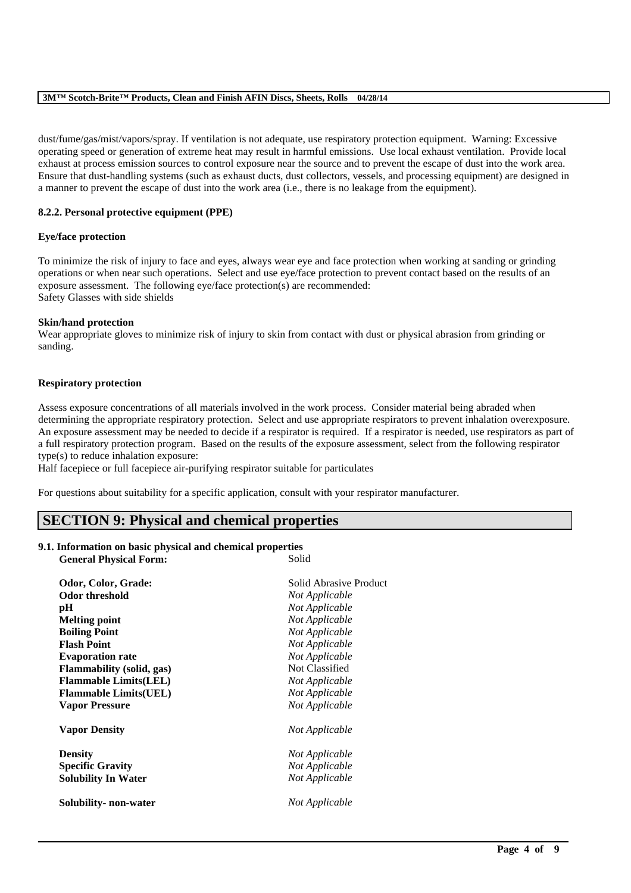dust/fume/gas/mist/vapors/spray. If ventilation is not adequate, use respiratory protection equipment. Warning: Excessive operating speed or generation of extreme heat may result in harmful emissions. Use local exhaust ventilation. Provide local exhaust at process emission sources to control exposure near the source and to prevent the escape of dust into the work area. Ensure that dust-handling systems (such as exhaust ducts, dust collectors, vessels, and processing equipment) are designed in a manner to prevent the escape of dust into the work area (i.e., there is no leakage from the equipment).

### 8.2.2. Personal protective equipment (PPE)

**Eye/face protection**

To minimize the risk of injury to face and eyes, always wear eye and face protection when working at sanding or grinding operations or when near such operations. Select and use eye/face protection to prevent contact based on the results of an exposure assessment. The following eye/face protection(s) are recommended:
Safety Glasses with side shields

**Skin/hand protection**

Wear appropriate gloves to minimize risk of injury to skin from contact with dust or physical abrasion from grinding or sanding.

**Respiratory protection**

Assess exposure concentrations of all materials involved in the work process. Consider material being abraded when determining the appropriate respiratory protection. Select and use appropriate respirators to prevent inhalation overexposure. An exposure assessment may be needed to decide if a respirator is required. If a respirator is needed, use respirators as part of a full respiratory protection program. Based on the results of the exposure assessment, select from the following respirator type(s) to reduce inhalation exposure:
Half facepiece or full facepiece air-purifying respirator suitable for particulates

For questions about suitability for a specific application, consult with your respirator manufacturer.

## SECTION 9: Physical and chemical properties

### 9.1. Information on basic physical and chemical properties

| | |
|---|---|
| **General Physical Form:** | Solid |
| **Odor, Color, Grade:** | Solid Abrasive Product |
| **Odor threshold** | *Not Applicable* |
| **pH** | *Not Applicable* |
| **Melting point** | *Not Applicable* |
| **Boiling Point** | *Not Applicable* |
| **Flash Point** | *Not Applicable* |
| **Evaporation rate** | *Not Applicable* |
| **Flammability (solid, gas)** | Not Classified |
| **Flammable Limits(LEL)** | *Not Applicable* |
| **Flammable Limits(UEL)** | *Not Applicable* |
| **Vapor Pressure** | *Not Applicable* |
| **Vapor Density** | *Not Applicable* |
| **Density** | *Not Applicable* |
| **Specific Gravity** | *Not Applicable* |
| **Solubility In Water** | *Not Applicable* |
| **Solubility- non-water** | *Not Applicable* |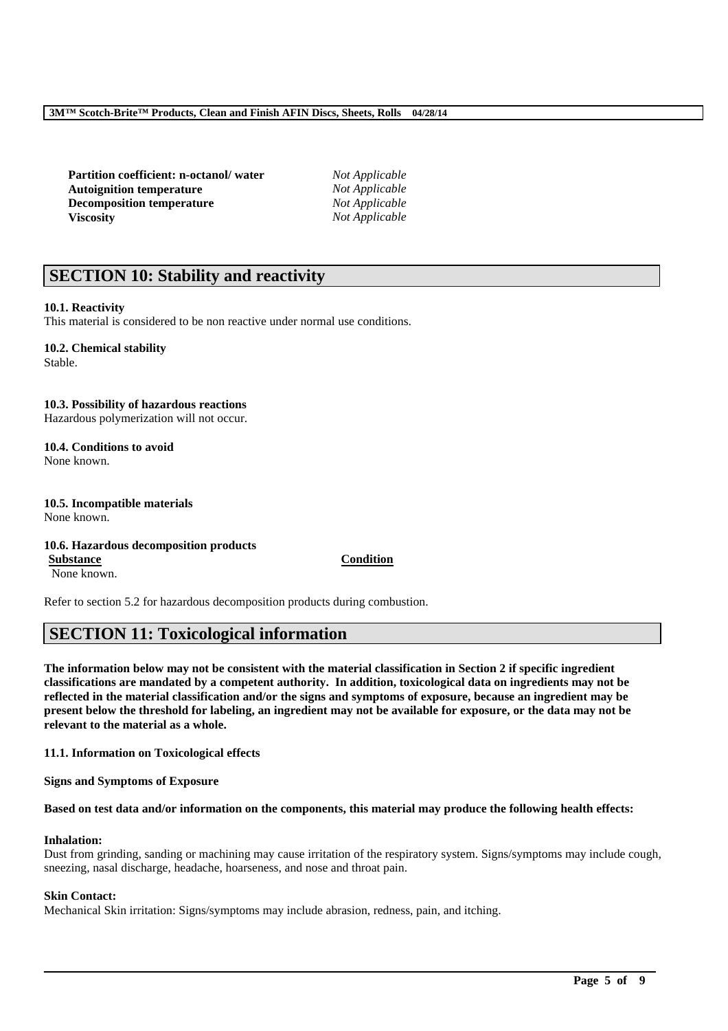| | |
|---|---|
| **Partition coefficient: n-octanol/ water** | *Not Applicable* |
| **Autoignition temperature** | *Not Applicable* |
| **Decomposition temperature** | *Not Applicable* |
| **Viscosity** | *Not Applicable* |

## SECTION 10: Stability and reactivity

**10.1. Reactivity**
This material is considered to be non reactive under normal use conditions.

**10.2. Chemical stability**
Stable.

**10.3. Possibility of hazardous reactions**
Hazardous polymerization will not occur.

**10.4. Conditions to avoid**
None known.

**10.5. Incompatible materials**
None known.

**10.6. Hazardous decomposition products**

| Substance | Condition |
|---|---|
| None known. | |

Refer to section 5.2 for hazardous decomposition products during combustion.

## SECTION 11: Toxicological information

**The information below may not be consistent with the material classification in Section 2 if specific ingredient classifications are mandated by a competent authority. In addition, toxicological data on ingredients may not be reflected in the material classification and/or the signs and symptoms of exposure, because an ingredient may be present below the threshold for labeling, an ingredient may not be available for exposure, or the data may not be relevant to the material as a whole.**

**11.1. Information on Toxicological effects**

**Signs and Symptoms of Exposure**

**Based on test data and/or information on the components, this material may produce the following health effects:**

**Inhalation:**
Dust from grinding, sanding or machining may cause irritation of the respiratory system. Signs/symptoms may include cough, sneezing, nasal discharge, headache, hoarseness, and nose and throat pain.

**Skin Contact:**
Mechanical Skin irritation: Signs/symptoms may include abrasion, redness, pain, and itching.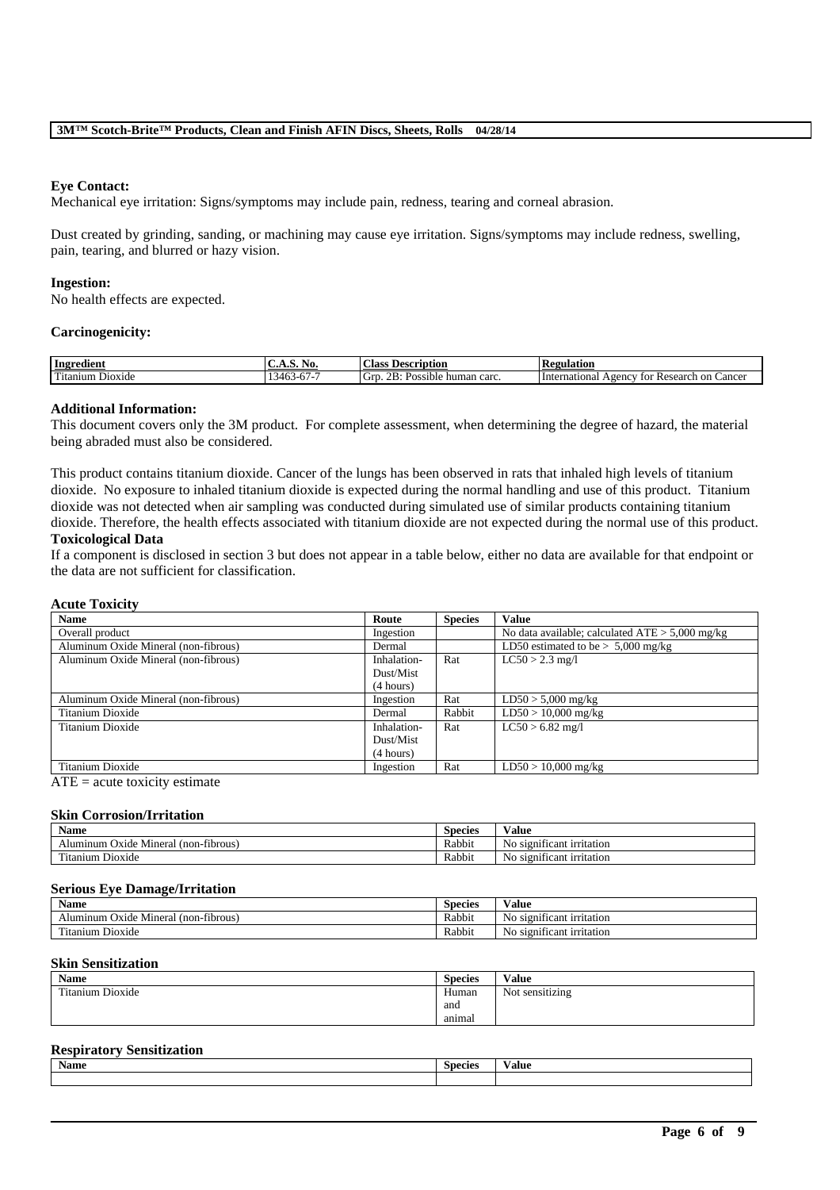**Eye Contact:**
Mechanical eye irritation: Signs/symptoms may include pain, redness, tearing and corneal abrasion.

Dust created by grinding, sanding, or machining may cause eye irritation. Signs/symptoms may include redness, swelling, pain, tearing, and blurred or hazy vision.

**Ingestion:**
No health effects are expected.

**Carcinogenicity:**

| Ingredient | C.A.S. No. | Class Description | Regulation |
|---|---|---|---|
| Titanium Dioxide | 13463-67-7 | Grp. 2B: Possible human carc. | International Agency for Research on Cancer |

**Additional Information:**
This document covers only the 3M product. For complete assessment, when determining the degree of hazard, the material being abraded must also be considered.

This product contains titanium dioxide. Cancer of the lungs has been observed in rats that inhaled high levels of titanium dioxide. No exposure to inhaled titanium dioxide is expected during the normal handling and use of this product. Titanium dioxide was not detected when air sampling was conducted during simulated use of similar products containing titanium dioxide. Therefore, the health effects associated with titanium dioxide are not expected during the normal use of this product.

**Toxicological Data**
If a component is disclosed in section 3 but does not appear in a table below, either no data are available for that endpoint or the data are not sufficient for classification.

**Acute Toxicity**

| Name | Route | Species | Value |
|---|---|---|---|
| Overall product | Ingestion | | No data available; calculated ATE > 5,000 mg/kg |
| Aluminum Oxide Mineral (non-fibrous) | Dermal | | LD50 estimated to be > 5,000 mg/kg |
| Aluminum Oxide Mineral (non-fibrous) | Inhalation-Dust/Mist (4 hours) | Rat | LC50 > 2.3 mg/l |
| Aluminum Oxide Mineral (non-fibrous) | Ingestion | Rat | LD50 > 5,000 mg/kg |
| Titanium Dioxide | Dermal | Rabbit | LD50 > 10,000 mg/kg |
| Titanium Dioxide | Inhalation-Dust/Mist (4 hours) | Rat | LC50 > 6.82 mg/l |
| Titanium Dioxide | Ingestion | Rat | LD50 > 10,000 mg/kg |

ATE = acute toxicity estimate

**Skin Corrosion/Irritation**

| Name | Species | Value |
|---|---|---|
| Aluminum Oxide Mineral (non-fibrous) | Rabbit | No significant irritation |
| Titanium Dioxide | Rabbit | No significant irritation |

**Serious Eye Damage/Irritation**

| Name | Species | Value |
|---|---|---|
| Aluminum Oxide Mineral (non-fibrous) | Rabbit | No significant irritation |
| Titanium Dioxide | Rabbit | No significant irritation |

**Skin Sensitization**

| Name | Species | Value |
|---|---|---|
| Titanium Dioxide | Human and animal | Not sensitizing |

**Respiratory Sensitization**

| Name | Species | Value |
|---|---|---|
| | | |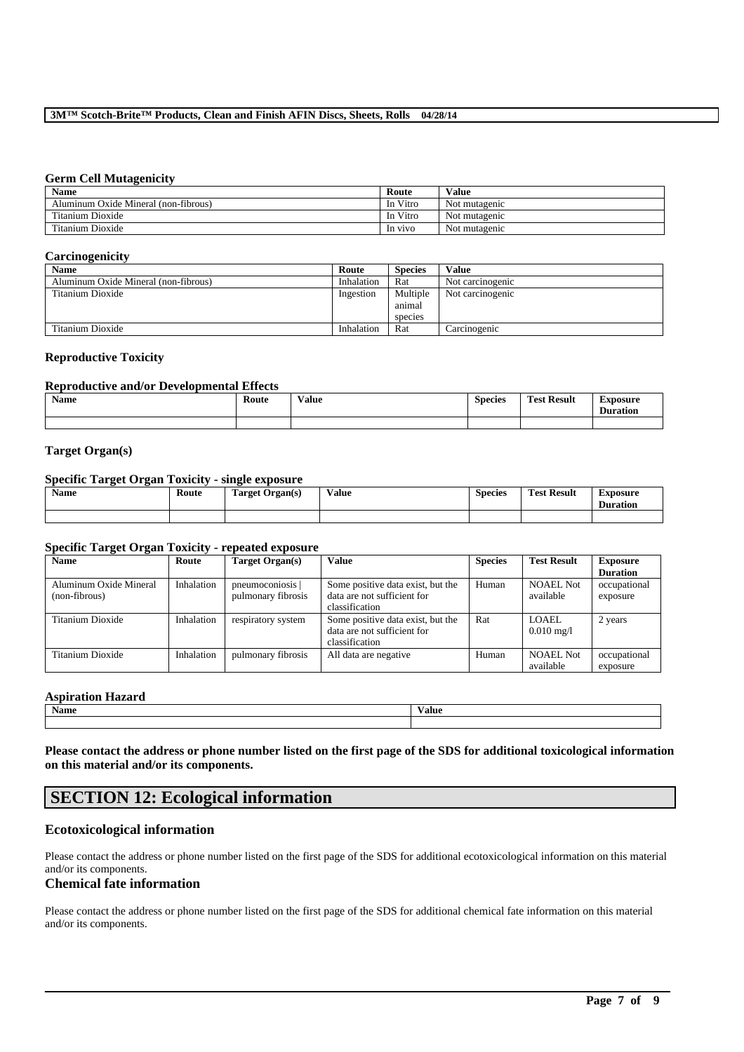### Germ Cell Mutagenicity

| Name | Route | Value |
|---|---|---|
| Aluminum Oxide Mineral (non-fibrous) | In Vitro | Not mutagenic |
| Titanium Dioxide | In Vitro | Not mutagenic |
| Titanium Dioxide | In vivo | Not mutagenic |

### Carcinogenicity

| Name | Route | Species | Value |
|---|---|---|---|
| Aluminum Oxide Mineral (non-fibrous) | Inhalation | Rat | Not carcinogenic |
| Titanium Dioxide | Ingestion | Multiple animal species | Not carcinogenic |
| Titanium Dioxide | Inhalation | Rat | Carcinogenic |

### Reproductive Toxicity

#### Reproductive and/or Developmental Effects

| Name | Route | Value | Species | Test Result | Exposure Duration |
|---|---|---|---|---|---|
| | | | | | |

### Target Organ(s)

#### Specific Target Organ Toxicity - single exposure

| Name | Route | Target Organ(s) | Value | Species | Test Result | Exposure Duration |
|---|---|---|---|---|---|---|
| | | | | | | |

#### Specific Target Organ Toxicity - repeated exposure

| Name | Route | Target Organ(s) | Value | Species | Test Result | Exposure Duration |
|---|---|---|---|---|---|---|
| Aluminum Oxide Mineral (non-fibrous) | Inhalation | pneumoconiosis \| pulmonary fibrosis | Some positive data exist, but the data are not sufficient for classification | Human | NOAEL Not available | occupational exposure |
| Titanium Dioxide | Inhalation | respiratory system | Some positive data exist, but the data are not sufficient for classification | Rat | LOAEL 0.010 mg/l | 2 years |
| Titanium Dioxide | Inhalation | pulmonary fibrosis | All data are negative | Human | NOAEL Not available | occupational exposure |

### Aspiration Hazard

| Name | Value |
|---|---|
| | |

**Please contact the address or phone number listed on the first page of the SDS for additional toxicological information on this material and/or its components.**

# SECTION 12: Ecological information

## Ecotoxicological information

Please contact the address or phone number listed on the first page of the SDS for additional ecotoxicological information on this material and/or its components.

## Chemical fate information

Please contact the address or phone number listed on the first page of the SDS for additional chemical fate information on this material and/or its components.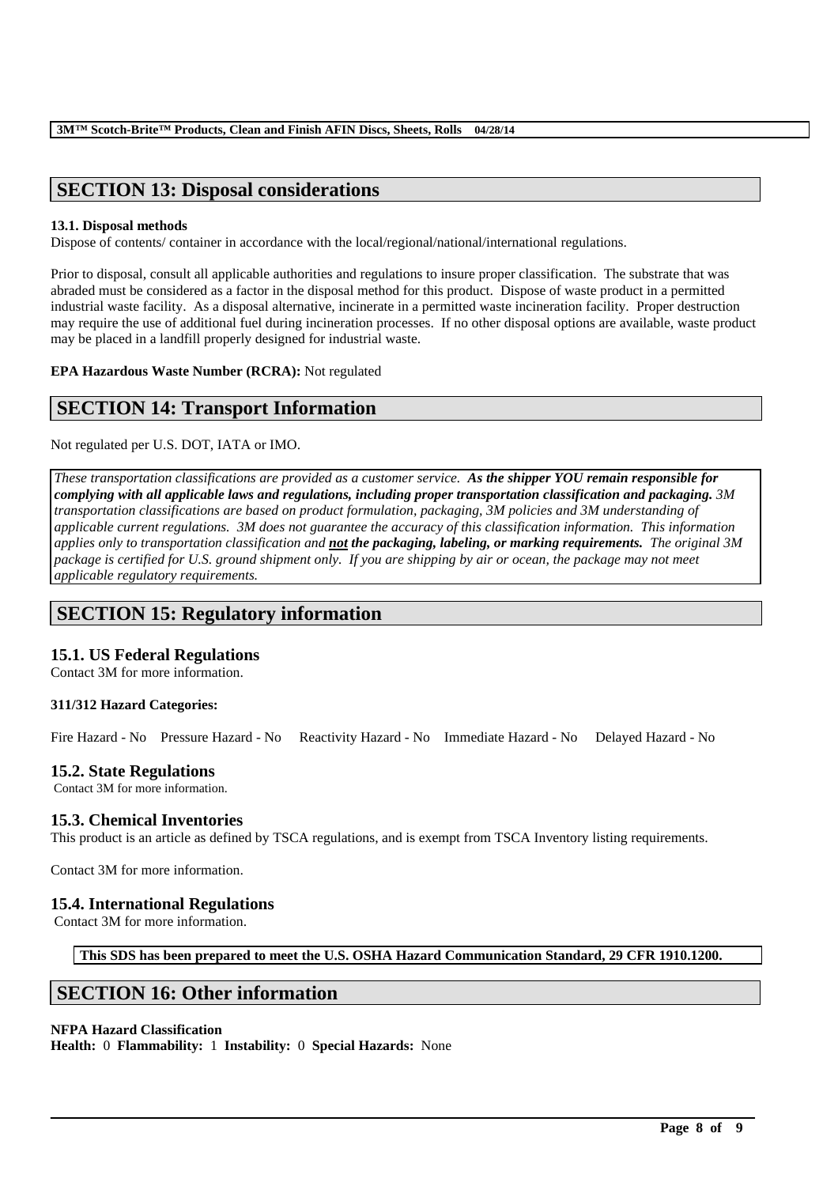## SECTION 13: Disposal considerations

**13.1. Disposal methods**

Dispose of contents/ container in accordance with the local/regional/national/international regulations.

Prior to disposal, consult all applicable authorities and regulations to insure proper classification. The substrate that was abraded must be considered as a factor in the disposal method for this product. Dispose of waste product in a permitted industrial waste facility. As a disposal alternative, incinerate in a permitted waste incineration facility. Proper destruction may require the use of additional fuel during incineration processes. If no other disposal options are available, waste product may be placed in a landfill properly designed for industrial waste.

**EPA Hazardous Waste Number (RCRA):** Not regulated

## SECTION 14: Transport Information

Not regulated per U.S. DOT, IATA or IMO.

*These transportation classifications are provided as a customer service.* ***As the shipper YOU remain responsible for complying with all applicable laws and regulations, including proper transportation classification and packaging.*** *3M transportation classifications are based on product formulation, packaging, 3M policies and 3M understanding of applicable current regulations. 3M does not guarantee the accuracy of this classification information. This information applies only to transportation classification and* ***not the packaging, labeling, or marking requirements.*** *The original 3M package is certified for U.S. ground shipment only. If you are shipping by air or ocean, the package may not meet applicable regulatory requirements.*

## SECTION 15: Regulatory information

### 15.1. US Federal Regulations

Contact 3M for more information.

**311/312 Hazard Categories:**

Fire Hazard - No Pressure Hazard - No Reactivity Hazard - No Immediate Hazard - No Delayed Hazard - No

### 15.2. State Regulations

Contact 3M for more information.

### 15.3. Chemical Inventories

This product is an article as defined by TSCA regulations, and is exempt from TSCA Inventory listing requirements.

Contact 3M for more information.

### 15.4. International Regulations

Contact 3M for more information.

**This SDS has been prepared to meet the U.S. OSHA Hazard Communication Standard, 29 CFR 1910.1200.**

## SECTION 16: Other information

**NFPA Hazard Classification**

**Health:** 0 **Flammability:** 1 **Instability:** 0 **Special Hazards:** None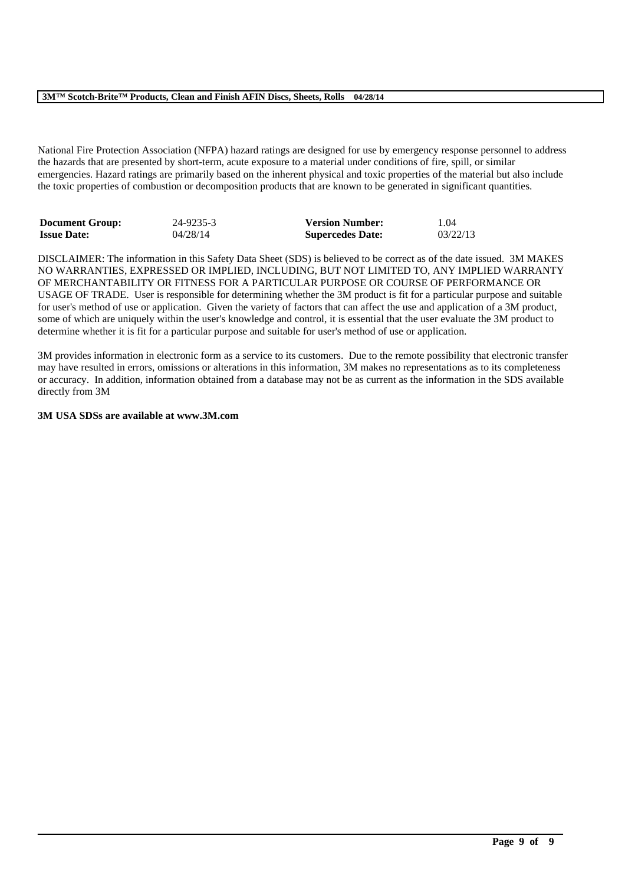National Fire Protection Association (NFPA) hazard ratings are designed for use by emergency response personnel to address the hazards that are presented by short-term, acute exposure to a material under conditions of fire, spill, or similar emergencies. Hazard ratings are primarily based on the inherent physical and toxic properties of the material but also include the toxic properties of combustion or decomposition products that are known to be generated in significant quantities.

| | | | |
|---|---|---|---|
| **Document Group:** | 24-9235-3 | **Version Number:** | 1.04 |
| **Issue Date:** | 04/28/14 | **Supercedes Date:** | 03/22/13 |

DISCLAIMER: The information in this Safety Data Sheet (SDS) is believed to be correct as of the date issued. 3M MAKES NO WARRANTIES, EXPRESSED OR IMPLIED, INCLUDING, BUT NOT LIMITED TO, ANY IMPLIED WARRANTY OF MERCHANTABILITY OR FITNESS FOR A PARTICULAR PURPOSE OR COURSE OF PERFORMANCE OR USAGE OF TRADE. User is responsible for determining whether the 3M product is fit for a particular purpose and suitable for user's method of use or application. Given the variety of factors that can affect the use and application of a 3M product, some of which are uniquely within the user's knowledge and control, it is essential that the user evaluate the 3M product to determine whether it is fit for a particular purpose and suitable for user's method of use or application.

3M provides information in electronic form as a service to its customers. Due to the remote possibility that electronic transfer may have resulted in errors, omissions or alterations in this information, 3M makes no representations as to its completeness or accuracy. In addition, information obtained from a database may not be as current as the information in the SDS available directly from 3M

**3M USA SDSs are available at www.3M.com**